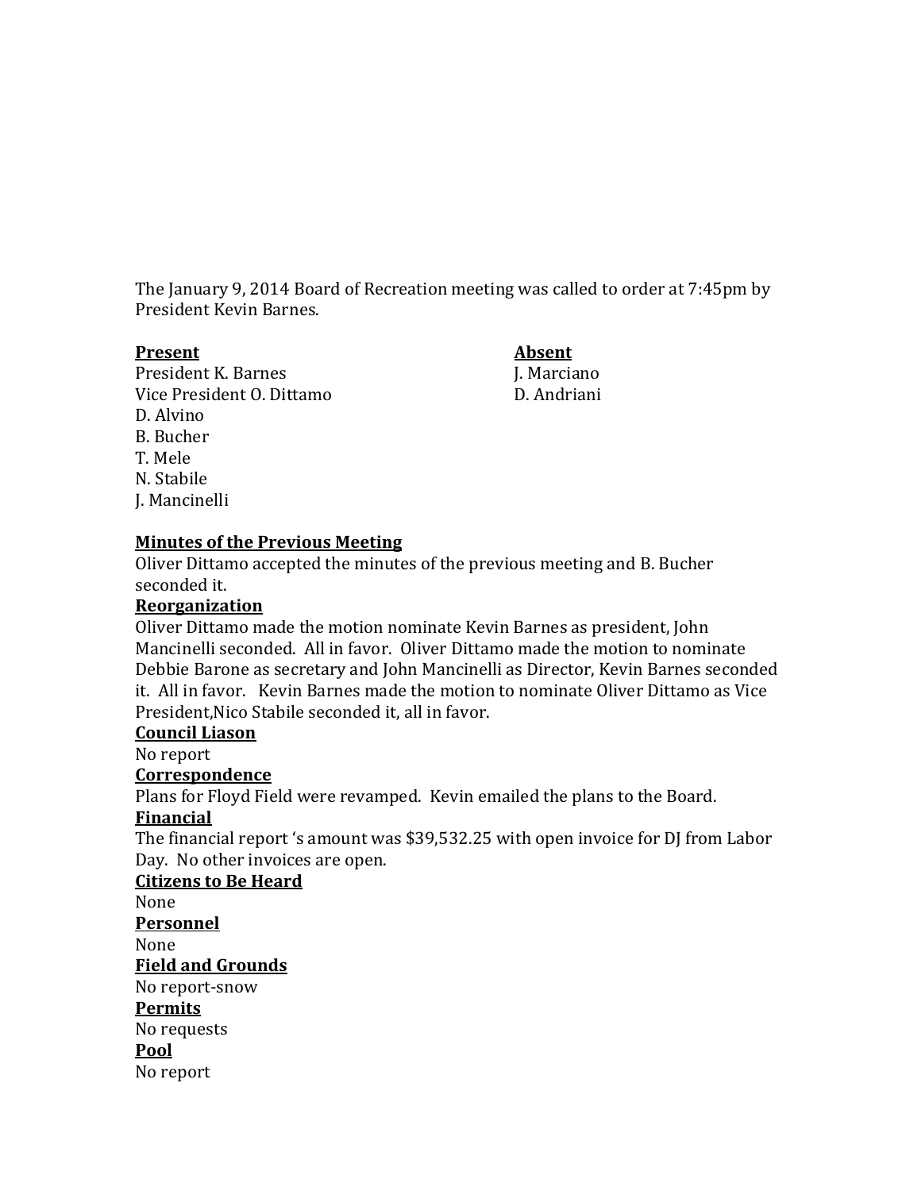The January 9, 2014 Board of Recreation meeting was called to order at 7:45pm by President Kevin Barnes.

| **Present** | **Absent** |
| --- | --- |
| President K. Barnes | J. Marciano |
| Vice President O. Dittamo | D. Andriani |
| D. Alvino | |
| B. Bucher | |
| T. Mele | |
| N. Stabile | |
| J. Mancinelli | |

**Minutes of the Previous Meeting**

Oliver Dittamo accepted the minutes of the previous meeting and B. Bucher seconded it.

**Reorganization**

Oliver Dittamo made the motion nominate Kevin Barnes as president, John Mancinelli seconded. All in favor. Oliver Dittamo made the motion to nominate Debbie Barone as secretary and John Mancinelli as Director, Kevin Barnes seconded it. All in favor. Kevin Barnes made the motion to nominate Oliver Dittamo as Vice President,Nico Stabile seconded it, all in favor.

**Council Liason**

No report

**Correspondence**

Plans for Floyd Field were revamped. Kevin emailed the plans to the Board.

**Financial**

The financial report 's amount was $39,532.25 with open invoice for DJ from Labor Day. No other invoices are open.

**Citizens to Be Heard**

None

**Personnel**

None

**Field and Grounds**

No report-snow

**Permits**

No requests

**Pool**

No report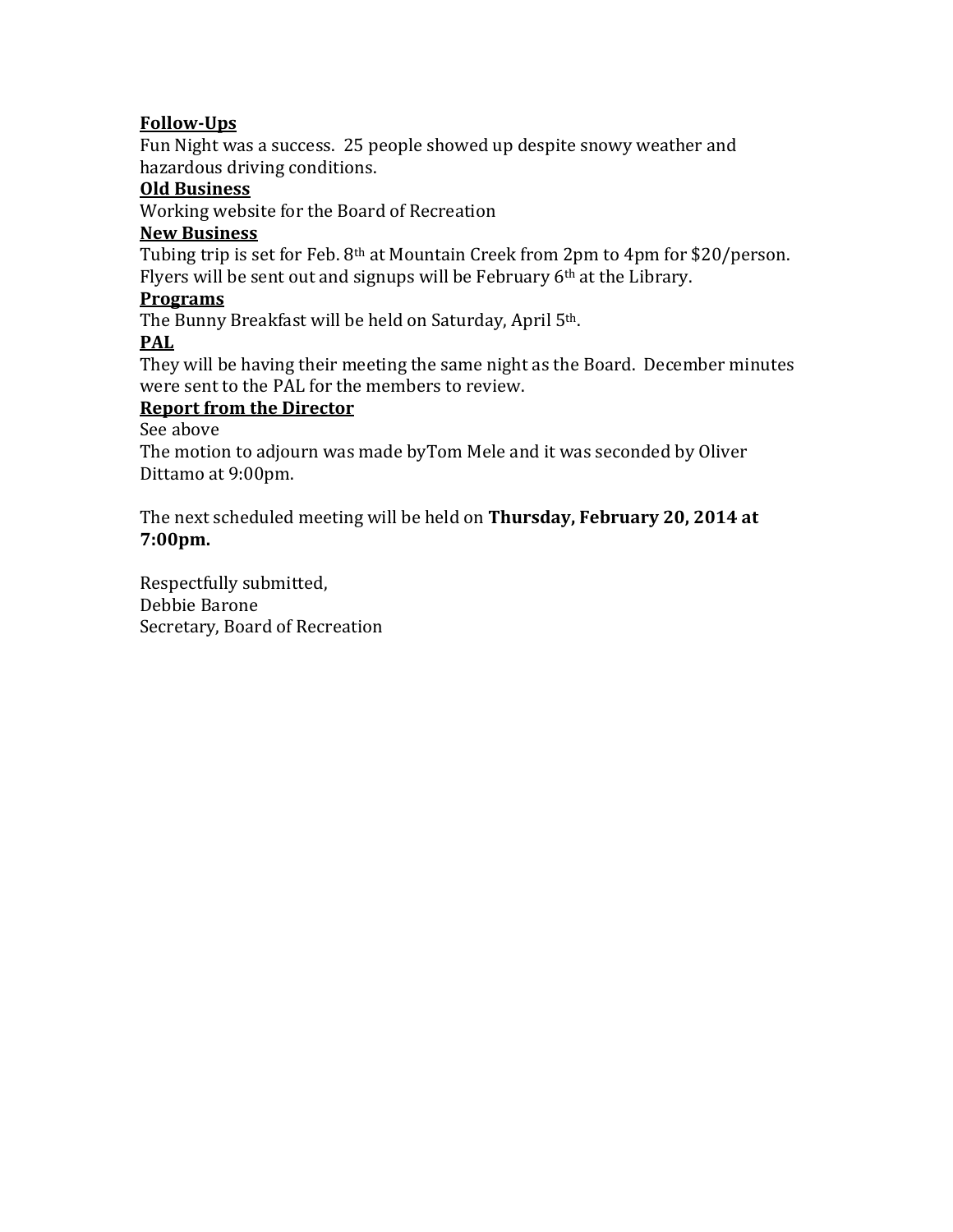**Follow-Ups**

Fun Night was a success. 25 people showed up despite snowy weather and hazardous driving conditions.

**Old Business**

Working website for the Board of Recreation

**New Business**

Tubing trip is set for Feb. 8th at Mountain Creek from 2pm to 4pm for $20/person. Flyers will be sent out and signups will be February 6th at the Library.

**Programs**

The Bunny Breakfast will be held on Saturday, April 5th.

**PAL**

They will be having their meeting the same night as the Board. December minutes were sent to the PAL for the members to review.

**Report from the Director**

See above

The motion to adjourn was made byTom Mele and it was seconded by Oliver Dittamo at 9:00pm.

The next scheduled meeting will be held on **Thursday, February 20, 2014 at 7:00pm.**

Respectfully submitted,
Debbie Barone
Secretary, Board of Recreation